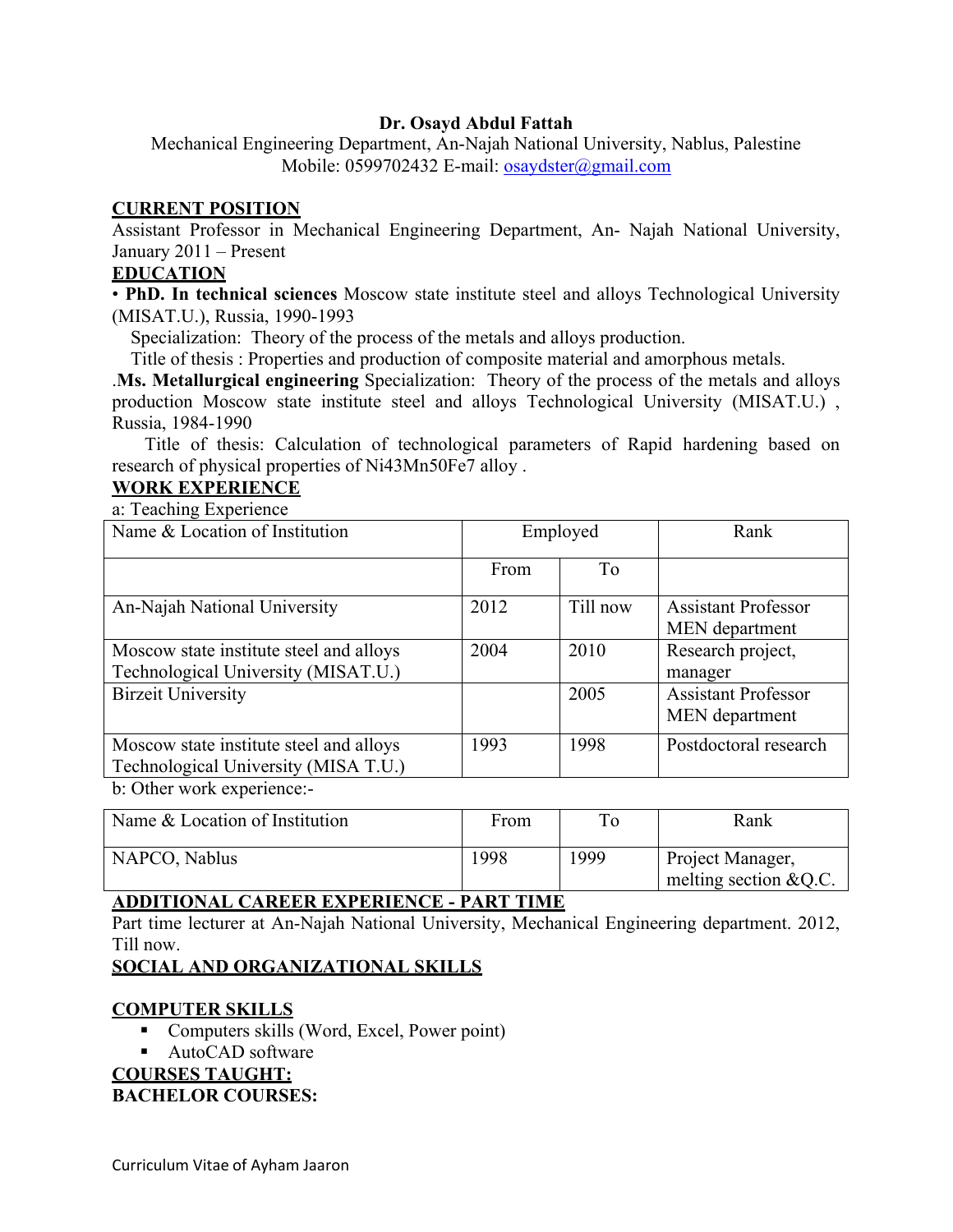**Dr. Osayd Abdul Fattah**

Mechanical Engineering Department, An-Najah National University, Nablus, Palestine
Mobile: 0599702432 E-mail: osaydster@gmail.com

## CURRENT POSITION

Assistant Professor in Mechanical Engineering Department, An- Najah National University, January 2011 – Present

## EDUCATION

• **PhD. In technical sciences** Moscow state institute steel and alloys Technological University (MISAT.U.), Russia, 1990-1993

Specialization: Theory of the process of the metals and alloys production.

Title of thesis : Properties and production of composite material and amorphous metals.

.**Ms. Metallurgical engineering** Specialization: Theory of the process of the metals and alloys production Moscow state institute steel and alloys Technological University (MISAT.U.) , Russia, 1984-1990

Title of thesis: Calculation of technological parameters of Rapid hardening based on research of physical properties of Ni43Mn50Fe7 alloy .

## WORK EXPERIENCE

a: Teaching Experience

| Name & Location of Institution | Employed | | Rank |
|---|---|---|---|
| | From | To | |
| An-Najah National University | 2012 | Till now | Assistant Professor MEN department |
| Moscow state institute steel and alloys Technological University (MISAT.U.) | 2004 | 2010 | Research project, manager |
| Birzeit University | | 2005 | Assistant Professor MEN department |
| Moscow state institute steel and alloys Technological University (MISA T.U.) | 1993 | 1998 | Postdoctoral research |

b: Other work experience:-

| Name & Location of Institution | From | To | Rank |
|---|---|---|---|
| NAPCO, Nablus | 1998 | 1999 | Project Manager, melting section &Q.C. |

## ADDITIONAL CAREER EXPERIENCE - PART TIME

Part time lecturer at An-Najah National University, Mechanical Engineering department. 2012, Till now.

## SOCIAL AND ORGANIZATIONAL SKILLS

## COMPUTER SKILLS

- Computers skills (Word, Excel, Power point)
- AutoCAD software

## COURSES TAUGHT:

**BACHELOR COURSES:**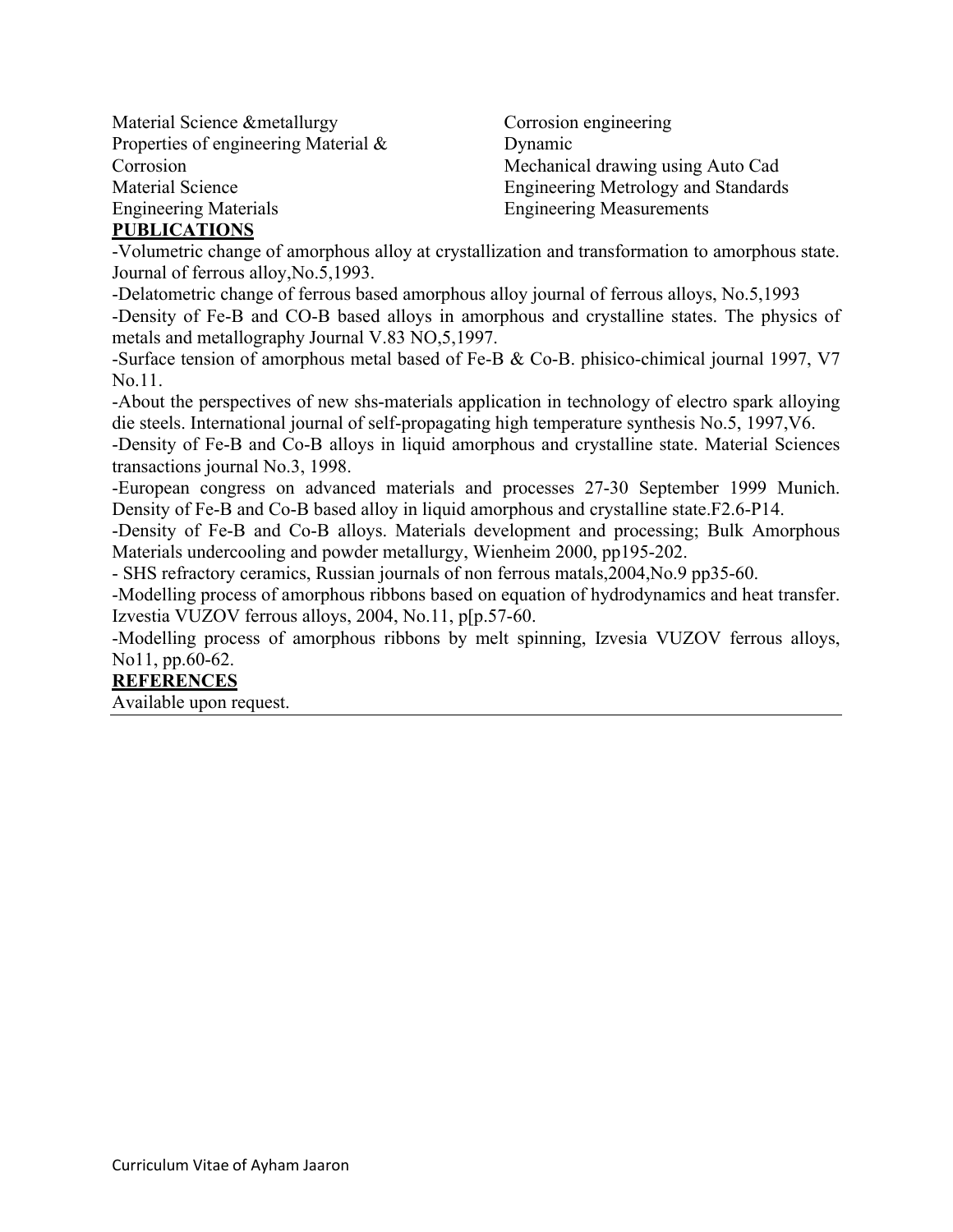Material Science &metallurgy
Properties of engineering Material & Corrosion
Material Science
Engineering Materials
Corrosion engineering
Dynamic
Mechanical drawing using Auto Cad
Engineering Metrology and Standards
Engineering Measurements

## PUBLICATIONS

-Volumetric change of amorphous alloy at crystallization and transformation to amorphous state. Journal of ferrous alloy,No.5,1993.

-Delatometric change of ferrous based amorphous alloy journal of ferrous alloys, No.5,1993

-Density of Fe-B and CO-B based alloys in amorphous and crystalline states. The physics of metals and metallography Journal V.83 NO,5,1997.

-Surface tension of amorphous metal based of Fe-B & Co-B. phisico-chimical journal 1997, V7 No.11.

-About the perspectives of new shs-materials application in technology of electro spark alloying die steels. International journal of self-propagating high temperature synthesis No.5, 1997,V6.

-Density of Fe-B and Co-B alloys in liquid amorphous and crystalline state. Material Sciences transactions journal No.3, 1998.

-European congress on advanced materials and processes 27-30 September 1999 Munich. Density of Fe-B and Co-B based alloy in liquid amorphous and crystalline state.F2.6-P14.

-Density of Fe-B and Co-B alloys. Materials development and processing; Bulk Amorphous Materials undercooling and powder metallurgy, Wienheim 2000, pp195-202.

- SHS refractory ceramics, Russian journals of non ferrous matals,2004,No.9 pp35-60.

-Modelling process of amorphous ribbons based on equation of hydrodynamics and heat transfer. Izvestia VUZOV ferrous alloys, 2004, No.11, p[p.57-60.

-Modelling process of amorphous ribbons by melt spinning, Izvesia VUZOV ferrous alloys, No11, pp.60-62.

## REFERENCES

Available upon request.